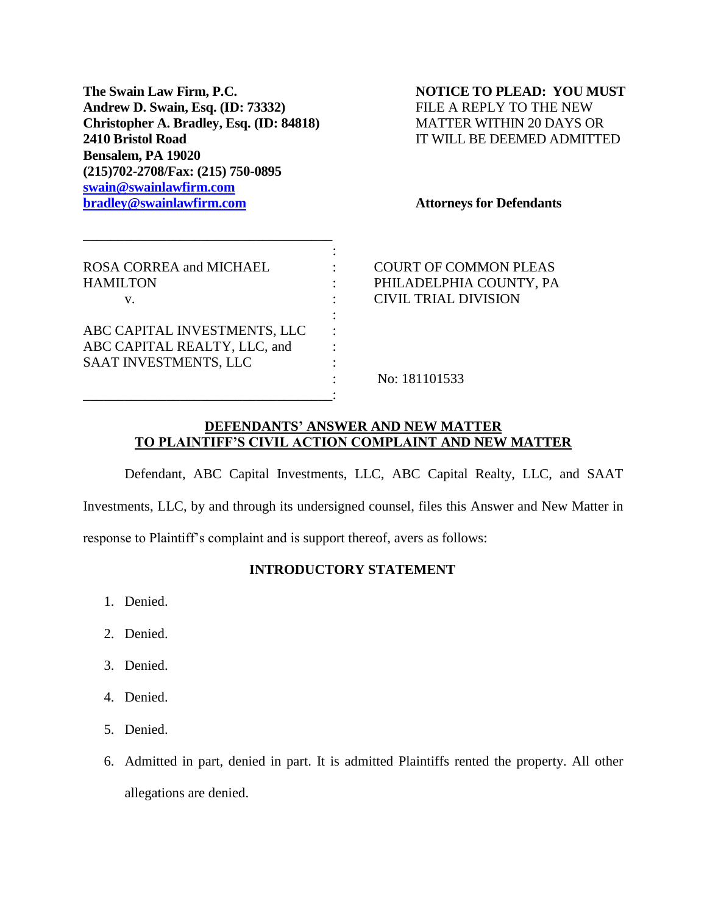**The Swain Law Firm, P.C.**
**Andrew D. Swain, Esq. (ID: 73332)**
**Christopher A. Bradley, Esq. (ID: 84818)**
**2410 Bristol Road**
**Bensalem, PA 19020**
**(215)702-2708/Fax: (215) 750-0895**
**swain@swainlawfirm.com**
**bradley@swainlawfirm.com**

**NOTICE TO PLEAD: YOU MUST** FILE A REPLY TO THE NEW MATTER WITHIN 20 DAYS OR IT WILL BE DEEMED ADMITTED

**Attorneys for Defendants**

| | |
|---|---|
| ROSA CORREA and MICHAEL HAMILTON | COURT OF COMMON PLEAS |
| v. | PHILADELPHIA COUNTY, PA |
| | CIVIL TRIAL DIVISION |
| ABC CAPITAL INVESTMENTS, LLC ABC CAPITAL REALTY, LLC, and SAAT INVESTMENTS, LLC | |
| | No: 181101533 |

**DEFENDANTS' ANSWER AND NEW MATTER**
**TO PLAINTIFF'S CIVIL ACTION COMPLAINT AND NEW MATTER**

Defendant, ABC Capital Investments, LLC, ABC Capital Realty, LLC, and SAAT Investments, LLC, by and through its undersigned counsel, files this Answer and New Matter in response to Plaintiff's complaint and is support thereof, avers as follows:

**INTRODUCTORY STATEMENT**

1. Denied.
2. Denied.
3. Denied.
4. Denied.
5. Denied.
6. Admitted in part, denied in part. It is admitted Plaintiffs rented the property. All other allegations are denied.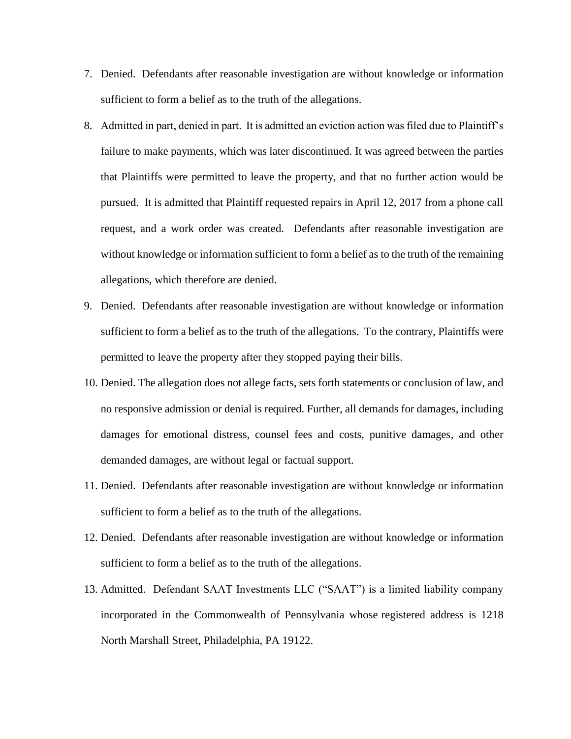7. Denied. Defendants after reasonable investigation are without knowledge or information sufficient to form a belief as to the truth of the allegations.

8. Admitted in part, denied in part. It is admitted an eviction action was filed due to Plaintiff's failure to make payments, which was later discontinued. It was agreed between the parties that Plaintiffs were permitted to leave the property, and that no further action would be pursued. It is admitted that Plaintiff requested repairs in April 12, 2017 from a phone call request, and a work order was created. Defendants after reasonable investigation are without knowledge or information sufficient to form a belief as to the truth of the remaining allegations, which therefore are denied.

9. Denied. Defendants after reasonable investigation are without knowledge or information sufficient to form a belief as to the truth of the allegations. To the contrary, Plaintiffs were permitted to leave the property after they stopped paying their bills.

10. Denied. The allegation does not allege facts, sets forth statements or conclusion of law, and no responsive admission or denial is required. Further, all demands for damages, including damages for emotional distress, counsel fees and costs, punitive damages, and other demanded damages, are without legal or factual support.

11. Denied. Defendants after reasonable investigation are without knowledge or information sufficient to form a belief as to the truth of the allegations.

12. Denied. Defendants after reasonable investigation are without knowledge or information sufficient to form a belief as to the truth of the allegations.

13. Admitted. Defendant SAAT Investments LLC ("SAAT") is a limited liability company incorporated in the Commonwealth of Pennsylvania whose registered address is 1218 North Marshall Street, Philadelphia, PA 19122.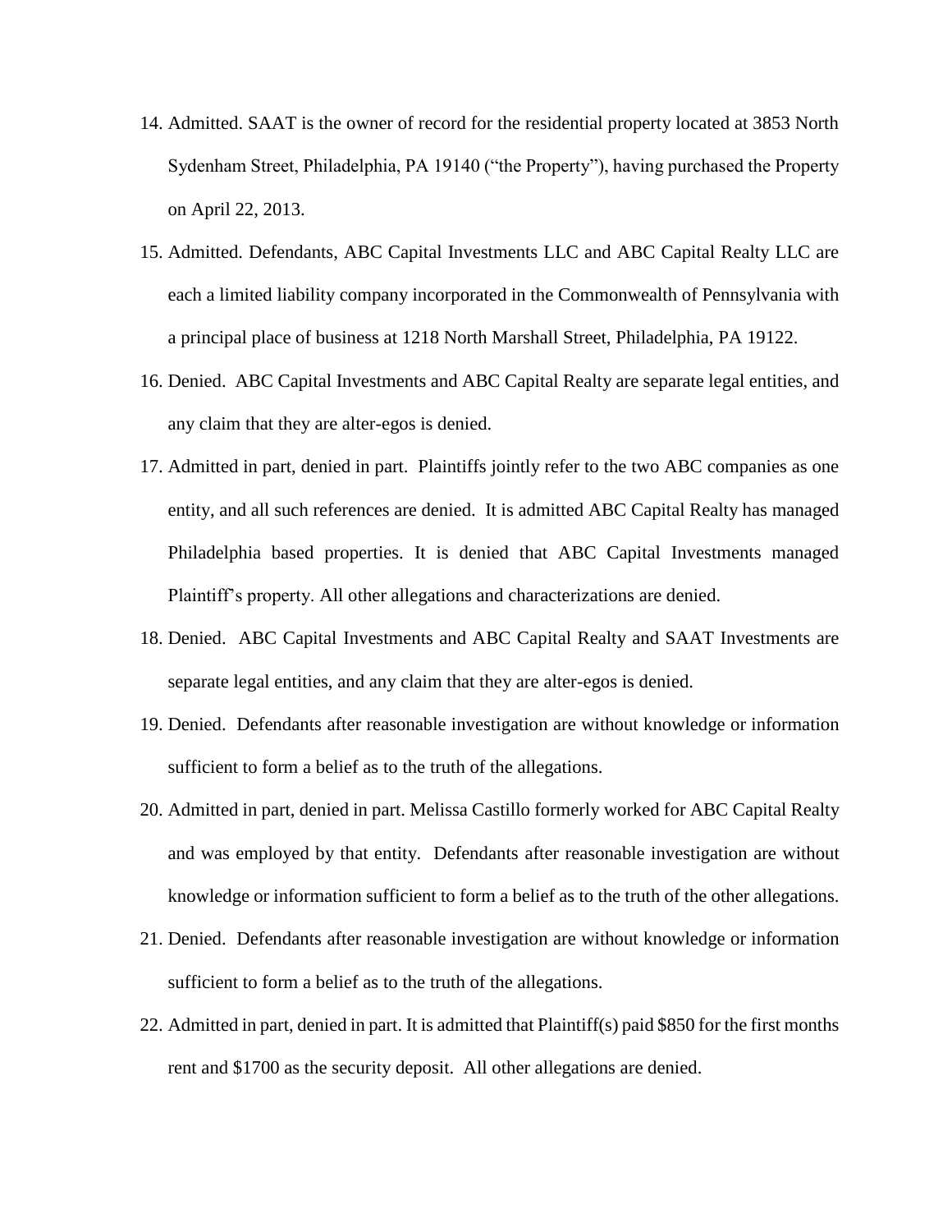14. Admitted. SAAT is the owner of record for the residential property located at 3853 North Sydenham Street, Philadelphia, PA 19140 ("the Property"), having purchased the Property on April 22, 2013.
15. Admitted. Defendants, ABC Capital Investments LLC and ABC Capital Realty LLC are each a limited liability company incorporated in the Commonwealth of Pennsylvania with a principal place of business at 1218 North Marshall Street, Philadelphia, PA 19122.
16. Denied. ABC Capital Investments and ABC Capital Realty are separate legal entities, and any claim that they are alter-egos is denied.
17. Admitted in part, denied in part. Plaintiffs jointly refer to the two ABC companies as one entity, and all such references are denied. It is admitted ABC Capital Realty has managed Philadelphia based properties. It is denied that ABC Capital Investments managed Plaintiff's property. All other allegations and characterizations are denied.
18. Denied. ABC Capital Investments and ABC Capital Realty and SAAT Investments are separate legal entities, and any claim that they are alter-egos is denied.
19. Denied. Defendants after reasonable investigation are without knowledge or information sufficient to form a belief as to the truth of the allegations.
20. Admitted in part, denied in part. Melissa Castillo formerly worked for ABC Capital Realty and was employed by that entity. Defendants after reasonable investigation are without knowledge or information sufficient to form a belief as to the truth of the other allegations.
21. Denied. Defendants after reasonable investigation are without knowledge or information sufficient to form a belief as to the truth of the allegations.
22. Admitted in part, denied in part. It is admitted that Plaintiff(s) paid $850 for the first months rent and $1700 as the security deposit. All other allegations are denied.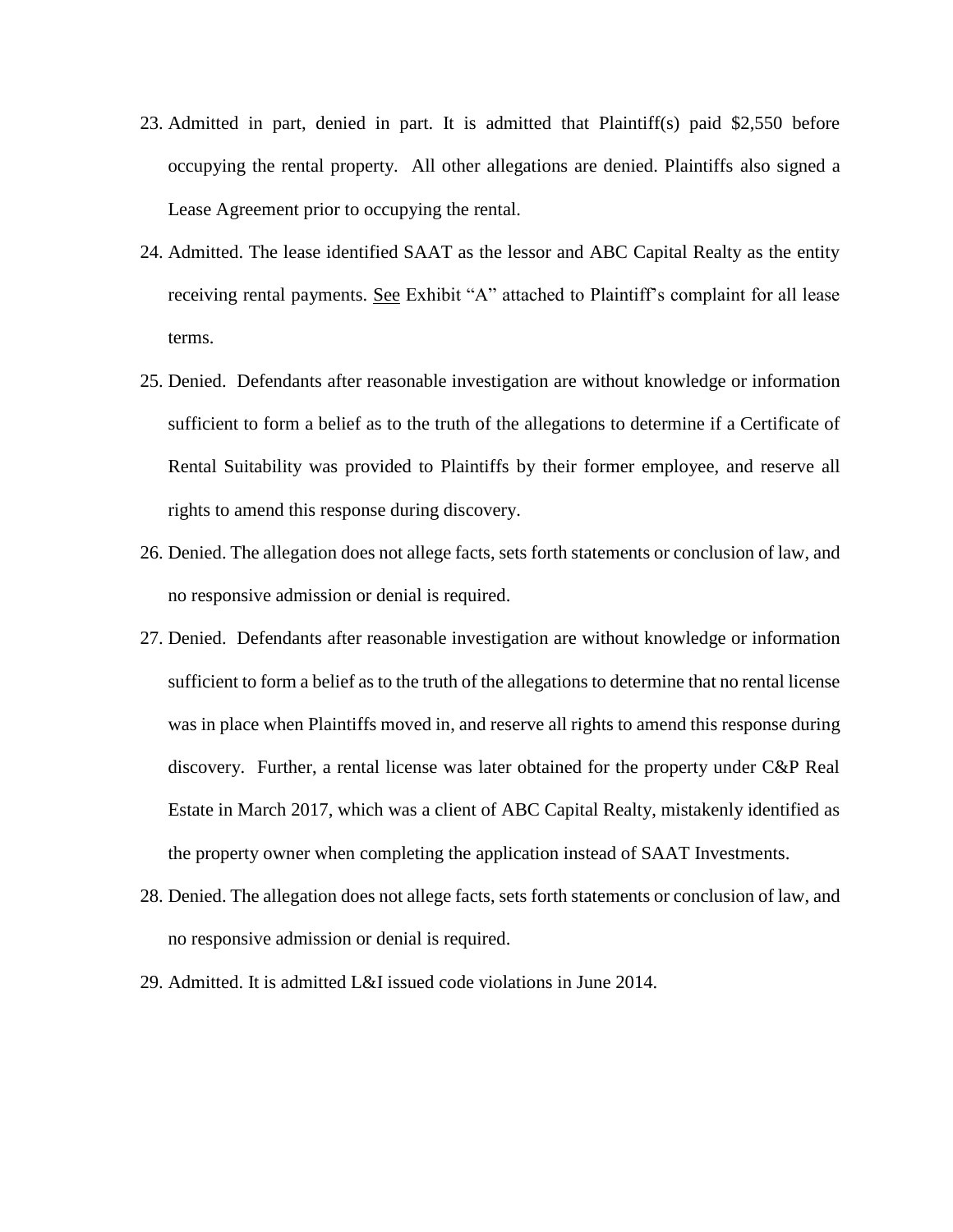23. Admitted in part, denied in part. It is admitted that Plaintiff(s) paid $2,550 before occupying the rental property. All other allegations are denied. Plaintiffs also signed a Lease Agreement prior to occupying the rental.

24. Admitted. The lease identified SAAT as the lessor and ABC Capital Realty as the entity receiving rental payments. See Exhibit "A" attached to Plaintiff's complaint for all lease terms.

25. Denied. Defendants after reasonable investigation are without knowledge or information sufficient to form a belief as to the truth of the allegations to determine if a Certificate of Rental Suitability was provided to Plaintiffs by their former employee, and reserve all rights to amend this response during discovery.

26. Denied. The allegation does not allege facts, sets forth statements or conclusion of law, and no responsive admission or denial is required.

27. Denied. Defendants after reasonable investigation are without knowledge or information sufficient to form a belief as to the truth of the allegations to determine that no rental license was in place when Plaintiffs moved in, and reserve all rights to amend this response during discovery. Further, a rental license was later obtained for the property under C&P Real Estate in March 2017, which was a client of ABC Capital Realty, mistakenly identified as the property owner when completing the application instead of SAAT Investments.

28. Denied. The allegation does not allege facts, sets forth statements or conclusion of law, and no responsive admission or denial is required.

29. Admitted. It is admitted L&I issued code violations in June 2014.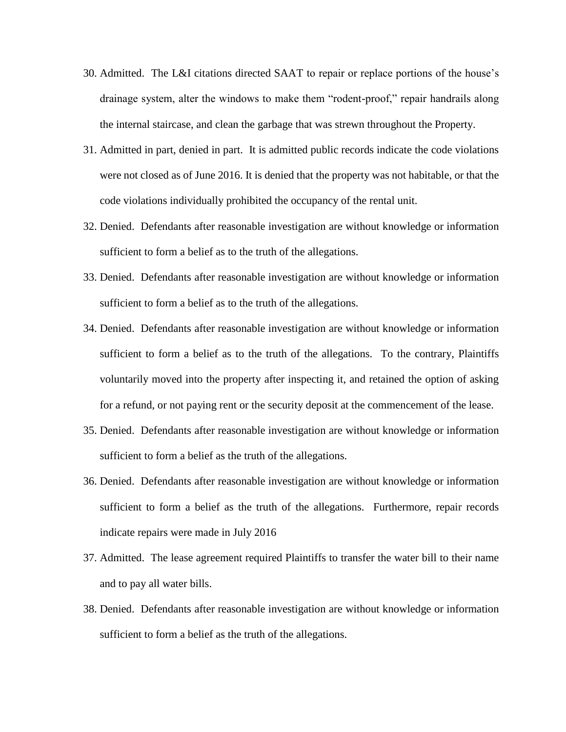30. Admitted. The L&I citations directed SAAT to repair or replace portions of the house's drainage system, alter the windows to make them "rodent-proof," repair handrails along the internal staircase, and clean the garbage that was strewn throughout the Property.
31. Admitted in part, denied in part. It is admitted public records indicate the code violations were not closed as of June 2016. It is denied that the property was not habitable, or that the code violations individually prohibited the occupancy of the rental unit.
32. Denied. Defendants after reasonable investigation are without knowledge or information sufficient to form a belief as to the truth of the allegations.
33. Denied. Defendants after reasonable investigation are without knowledge or information sufficient to form a belief as to the truth of the allegations.
34. Denied. Defendants after reasonable investigation are without knowledge or information sufficient to form a belief as to the truth of the allegations. To the contrary, Plaintiffs voluntarily moved into the property after inspecting it, and retained the option of asking for a refund, or not paying rent or the security deposit at the commencement of the lease.
35. Denied. Defendants after reasonable investigation are without knowledge or information sufficient to form a belief as the truth of the allegations.
36. Denied. Defendants after reasonable investigation are without knowledge or information sufficient to form a belief as the truth of the allegations. Furthermore, repair records indicate repairs were made in July 2016
37. Admitted. The lease agreement required Plaintiffs to transfer the water bill to their name and to pay all water bills.
38. Denied. Defendants after reasonable investigation are without knowledge or information sufficient to form a belief as the truth of the allegations.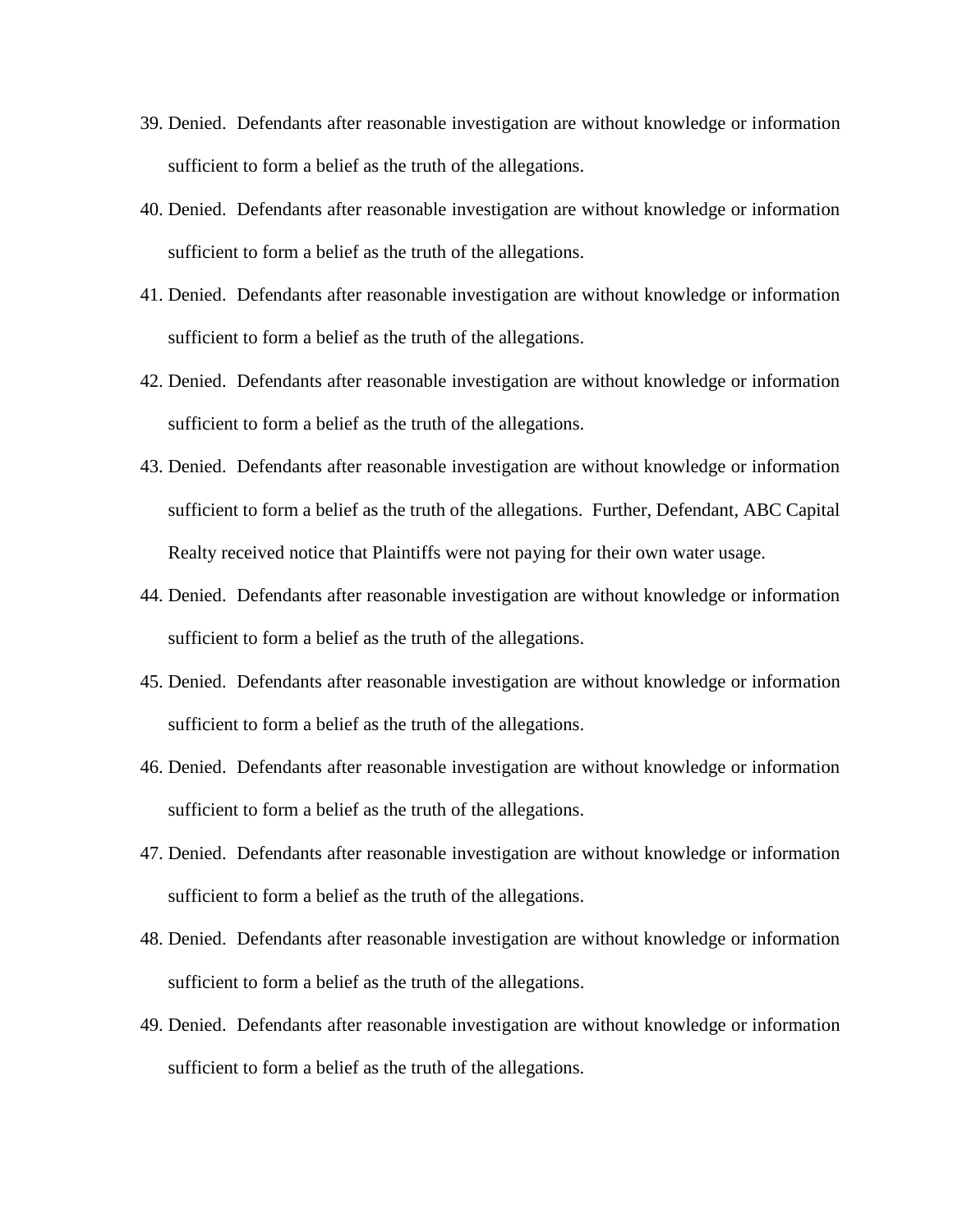39. Denied. Defendants after reasonable investigation are without knowledge or information sufficient to form a belief as the truth of the allegations.
40. Denied. Defendants after reasonable investigation are without knowledge or information sufficient to form a belief as the truth of the allegations.
41. Denied. Defendants after reasonable investigation are without knowledge or information sufficient to form a belief as the truth of the allegations.
42. Denied. Defendants after reasonable investigation are without knowledge or information sufficient to form a belief as the truth of the allegations.
43. Denied. Defendants after reasonable investigation are without knowledge or information sufficient to form a belief as the truth of the allegations. Further, Defendant, ABC Capital Realty received notice that Plaintiffs were not paying for their own water usage.
44. Denied. Defendants after reasonable investigation are without knowledge or information sufficient to form a belief as the truth of the allegations.
45. Denied. Defendants after reasonable investigation are without knowledge or information sufficient to form a belief as the truth of the allegations.
46. Denied. Defendants after reasonable investigation are without knowledge or information sufficient to form a belief as the truth of the allegations.
47. Denied. Defendants after reasonable investigation are without knowledge or information sufficient to form a belief as the truth of the allegations.
48. Denied. Defendants after reasonable investigation are without knowledge or information sufficient to form a belief as the truth of the allegations.
49. Denied. Defendants after reasonable investigation are without knowledge or information sufficient to form a belief as the truth of the allegations.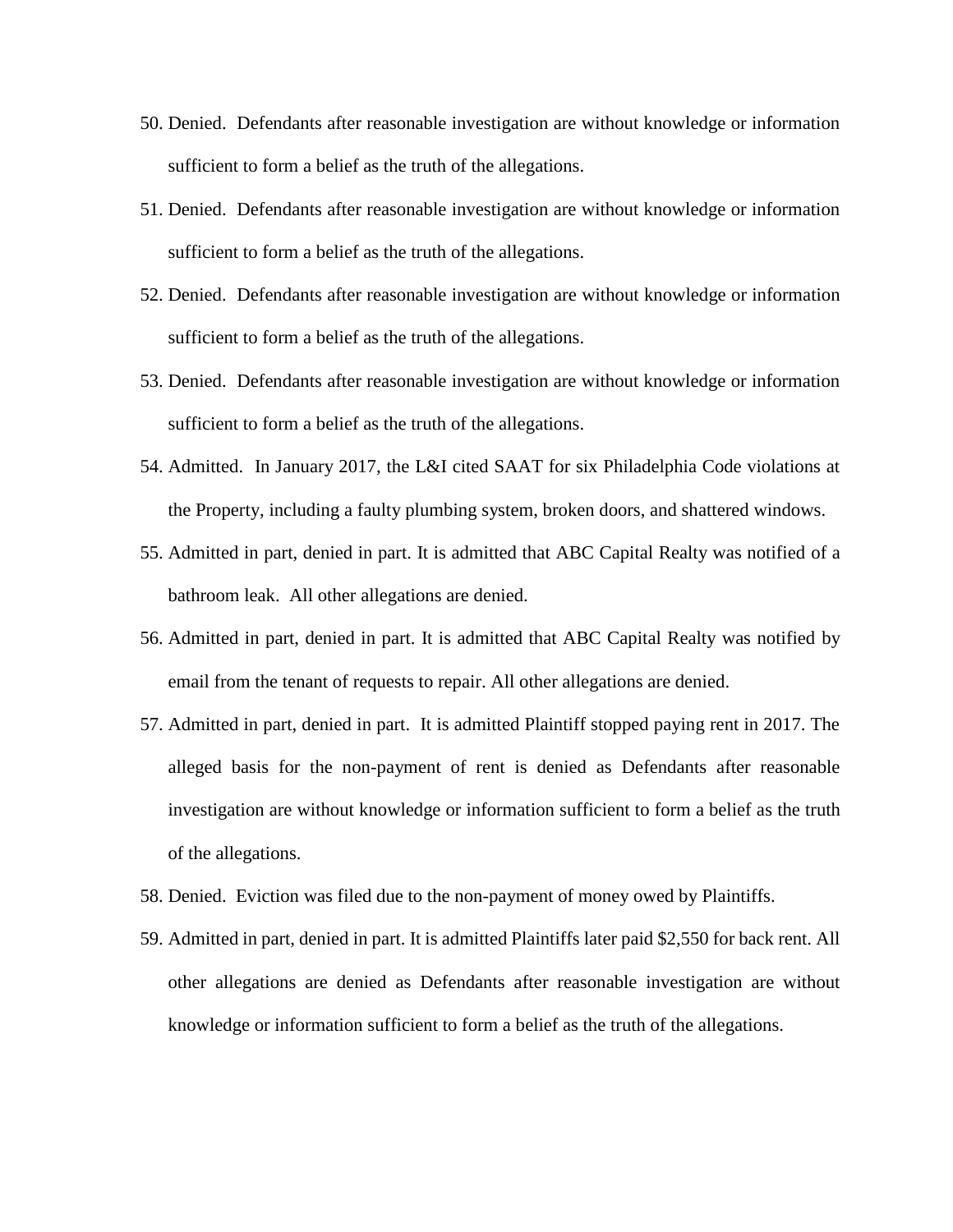50. Denied. Defendants after reasonable investigation are without knowledge or information sufficient to form a belief as the truth of the allegations.
51. Denied. Defendants after reasonable investigation are without knowledge or information sufficient to form a belief as the truth of the allegations.
52. Denied. Defendants after reasonable investigation are without knowledge or information sufficient to form a belief as the truth of the allegations.
53. Denied. Defendants after reasonable investigation are without knowledge or information sufficient to form a belief as the truth of the allegations.
54. Admitted. In January 2017, the L&I cited SAAT for six Philadelphia Code violations at the Property, including a faulty plumbing system, broken doors, and shattered windows.
55. Admitted in part, denied in part. It is admitted that ABC Capital Realty was notified of a bathroom leak. All other allegations are denied.
56. Admitted in part, denied in part. It is admitted that ABC Capital Realty was notified by email from the tenant of requests to repair. All other allegations are denied.
57. Admitted in part, denied in part. It is admitted Plaintiff stopped paying rent in 2017. The alleged basis for the non-payment of rent is denied as Defendants after reasonable investigation are without knowledge or information sufficient to form a belief as the truth of the allegations.
58. Denied. Eviction was filed due to the non-payment of money owed by Plaintiffs.
59. Admitted in part, denied in part. It is admitted Plaintiffs later paid $2,550 for back rent. All other allegations are denied as Defendants after reasonable investigation are without knowledge or information sufficient to form a belief as the truth of the allegations.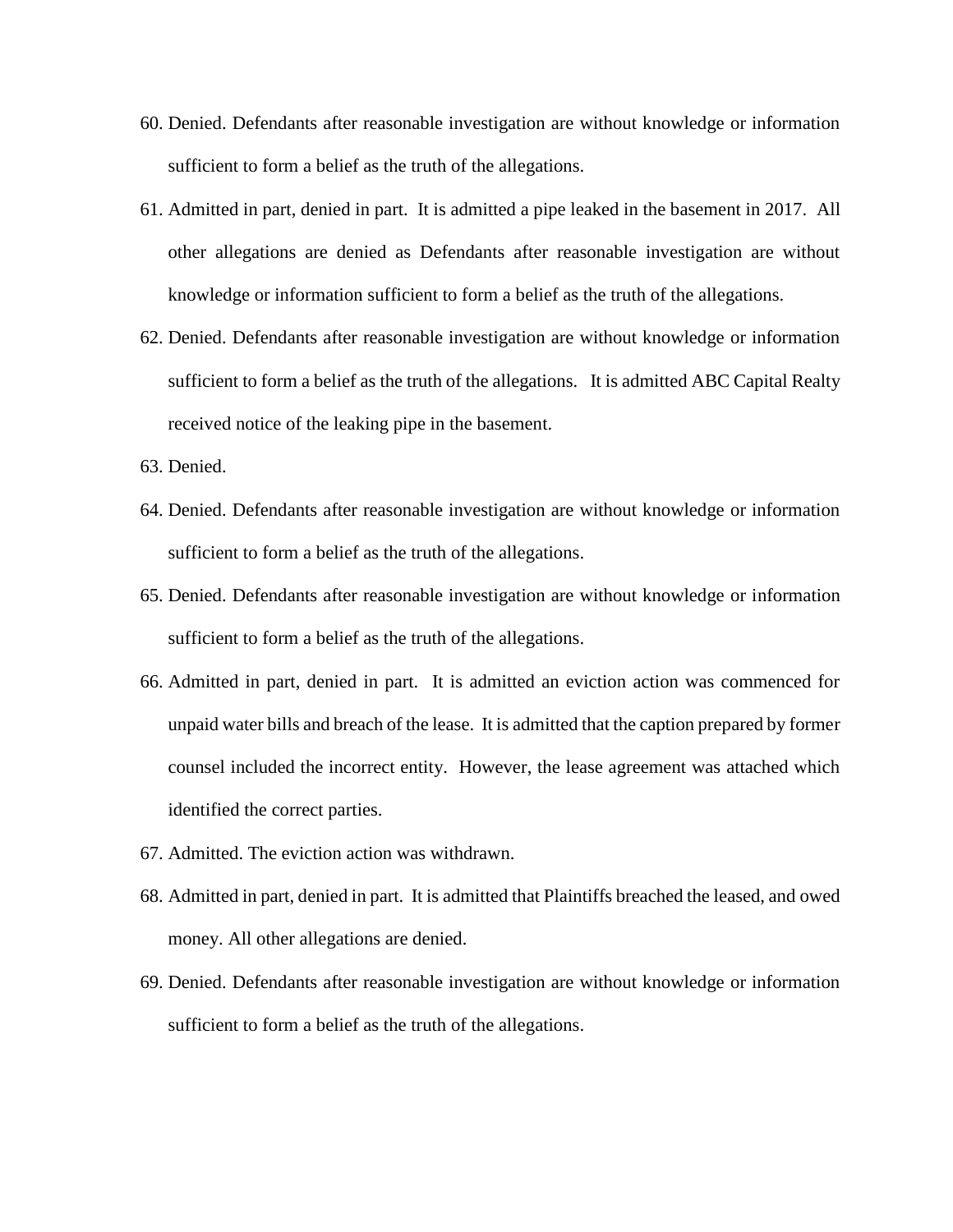60. Denied. Defendants after reasonable investigation are without knowledge or information sufficient to form a belief as the truth of the allegations.

61. Admitted in part, denied in part. It is admitted a pipe leaked in the basement in 2017. All other allegations are denied as Defendants after reasonable investigation are without knowledge or information sufficient to form a belief as the truth of the allegations.

62. Denied. Defendants after reasonable investigation are without knowledge or information sufficient to form a belief as the truth of the allegations. It is admitted ABC Capital Realty received notice of the leaking pipe in the basement.

63. Denied.

64. Denied. Defendants after reasonable investigation are without knowledge or information sufficient to form a belief as the truth of the allegations.

65. Denied. Defendants after reasonable investigation are without knowledge or information sufficient to form a belief as the truth of the allegations.

66. Admitted in part, denied in part. It is admitted an eviction action was commenced for unpaid water bills and breach of the lease. It is admitted that the caption prepared by former counsel included the incorrect entity. However, the lease agreement was attached which identified the correct parties.

67. Admitted. The eviction action was withdrawn.

68. Admitted in part, denied in part. It is admitted that Plaintiffs breached the leased, and owed money. All other allegations are denied.

69. Denied. Defendants after reasonable investigation are without knowledge or information sufficient to form a belief as the truth of the allegations.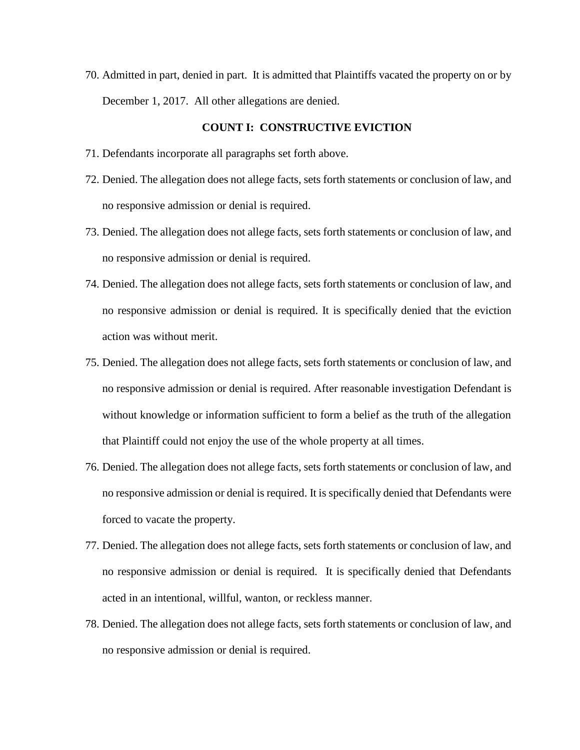70. Admitted in part, denied in part. It is admitted that Plaintiffs vacated the property on or by December 1, 2017. All other allegations are denied.

**COUNT I: CONSTRUCTIVE EVICTION**

71. Defendants incorporate all paragraphs set forth above.
72. Denied. The allegation does not allege facts, sets forth statements or conclusion of law, and no responsive admission or denial is required.
73. Denied. The allegation does not allege facts, sets forth statements or conclusion of law, and no responsive admission or denial is required.
74. Denied. The allegation does not allege facts, sets forth statements or conclusion of law, and no responsive admission or denial is required. It is specifically denied that the eviction action was without merit.
75. Denied. The allegation does not allege facts, sets forth statements or conclusion of law, and no responsive admission or denial is required. After reasonable investigation Defendant is without knowledge or information sufficient to form a belief as the truth of the allegation that Plaintiff could not enjoy the use of the whole property at all times.
76. Denied. The allegation does not allege facts, sets forth statements or conclusion of law, and no responsive admission or denial is required. It is specifically denied that Defendants were forced to vacate the property.
77. Denied. The allegation does not allege facts, sets forth statements or conclusion of law, and no responsive admission or denial is required. It is specifically denied that Defendants acted in an intentional, willful, wanton, or reckless manner.
78. Denied. The allegation does not allege facts, sets forth statements or conclusion of law, and no responsive admission or denial is required.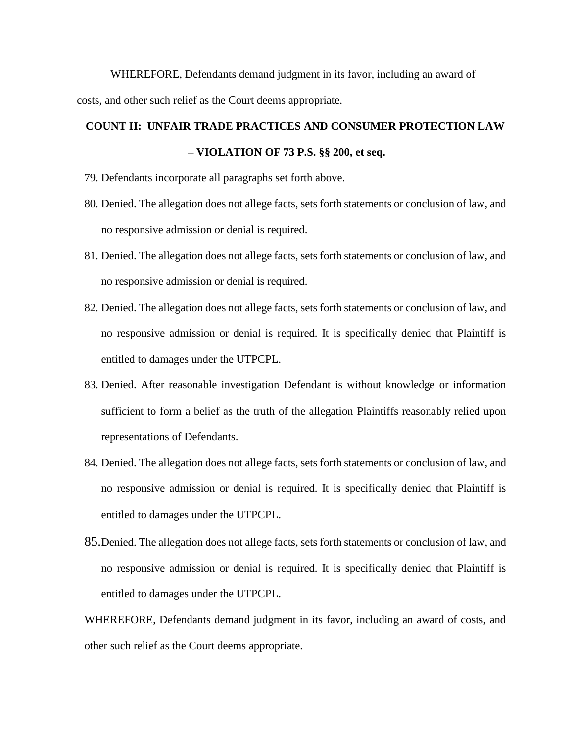WHEREFORE, Defendants demand judgment in its favor, including an award of costs, and other such relief as the Court deems appropriate.

**COUNT II: UNFAIR TRADE PRACTICES AND CONSUMER PROTECTION LAW – VIOLATION OF 73 P.S. §§ 200, et seq.**

79. Defendants incorporate all paragraphs set forth above.
80. Denied. The allegation does not allege facts, sets forth statements or conclusion of law, and no responsive admission or denial is required.
81. Denied. The allegation does not allege facts, sets forth statements or conclusion of law, and no responsive admission or denial is required.
82. Denied. The allegation does not allege facts, sets forth statements or conclusion of law, and no responsive admission or denial is required. It is specifically denied that Plaintiff is entitled to damages under the UTPCPL.
83. Denied. After reasonable investigation Defendant is without knowledge or information sufficient to form a belief as the truth of the allegation Plaintiffs reasonably relied upon representations of Defendants.
84. Denied. The allegation does not allege facts, sets forth statements or conclusion of law, and no responsive admission or denial is required. It is specifically denied that Plaintiff is entitled to damages under the UTPCPL.
85. Denied. The allegation does not allege facts, sets forth statements or conclusion of law, and no responsive admission or denial is required. It is specifically denied that Plaintiff is entitled to damages under the UTPCPL.

WHEREFORE, Defendants demand judgment in its favor, including an award of costs, and other such relief as the Court deems appropriate.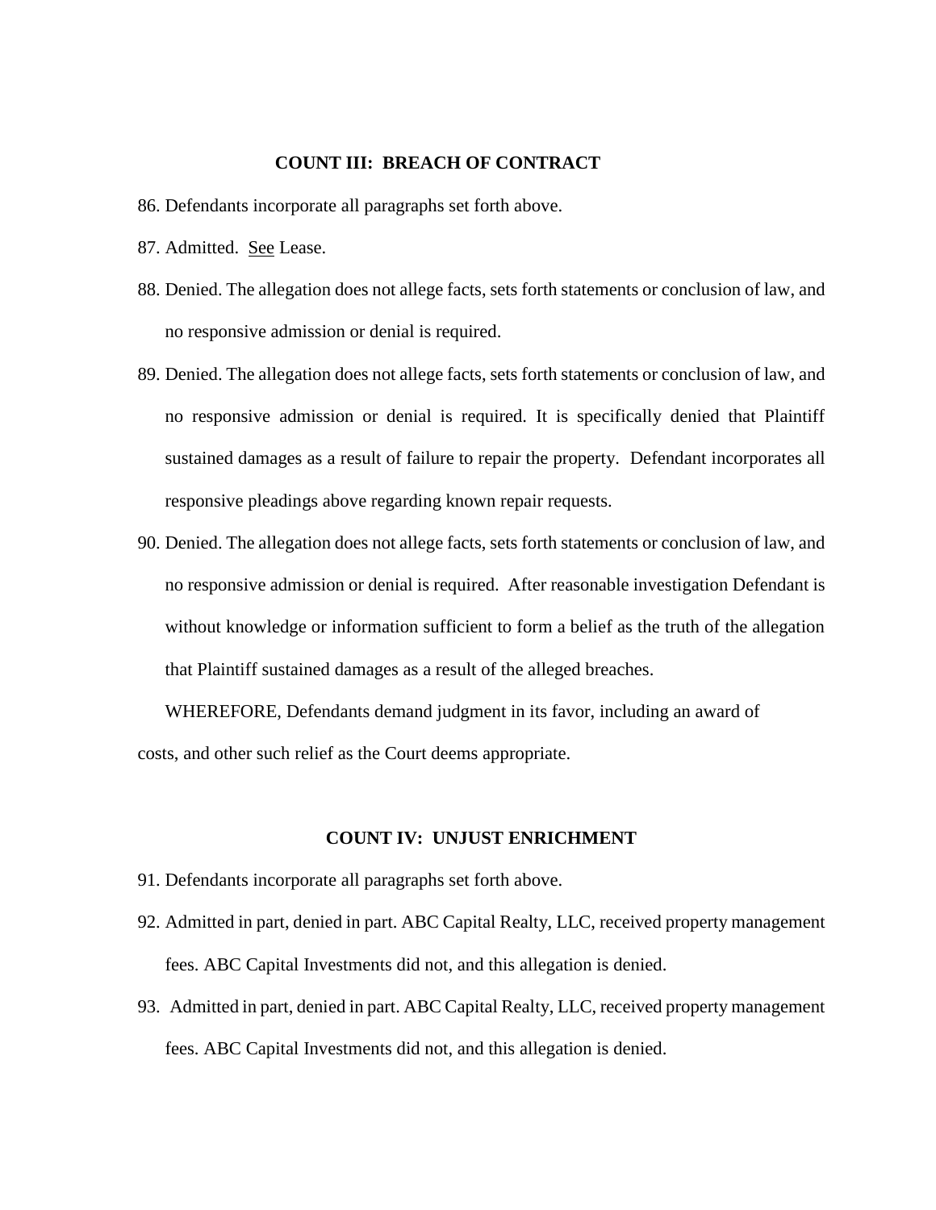**COUNT III: BREACH OF CONTRACT**

86. Defendants incorporate all paragraphs set forth above.

87. Admitted. <u>See</u> Lease.

88. Denied. The allegation does not allege facts, sets forth statements or conclusion of law, and no responsive admission or denial is required.

89. Denied. The allegation does not allege facts, sets forth statements or conclusion of law, and no responsive admission or denial is required. It is specifically denied that Plaintiff sustained damages as a result of failure to repair the property. Defendant incorporates all responsive pleadings above regarding known repair requests.

90. Denied. The allegation does not allege facts, sets forth statements or conclusion of law, and no responsive admission or denial is required. After reasonable investigation Defendant is without knowledge or information sufficient to form a belief as the truth of the allegation that Plaintiff sustained damages as a result of the alleged breaches.

WHEREFORE, Defendants demand judgment in its favor, including an award of costs, and other such relief as the Court deems appropriate.

**COUNT IV: UNJUST ENRICHMENT**

91. Defendants incorporate all paragraphs set forth above.

92. Admitted in part, denied in part. ABC Capital Realty, LLC, received property management fees. ABC Capital Investments did not, and this allegation is denied.

93. Admitted in part, denied in part. ABC Capital Realty, LLC, received property management fees. ABC Capital Investments did not, and this allegation is denied.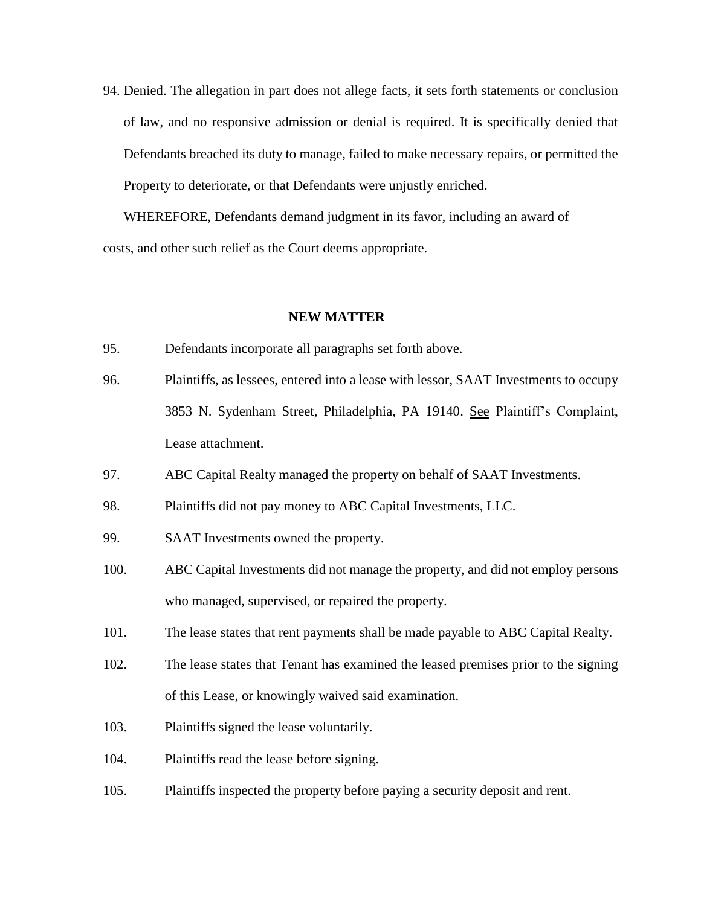94. Denied. The allegation in part does not allege facts, it sets forth statements or conclusion of law, and no responsive admission or denial is required. It is specifically denied that Defendants breached its duty to manage, failed to make necessary repairs, or permitted the Property to deteriorate, or that Defendants were unjustly enriched.

WHEREFORE, Defendants demand judgment in its favor, including an award of costs, and other such relief as the Court deems appropriate.

**NEW MATTER**

95. Defendants incorporate all paragraphs set forth above.

96. Plaintiffs, as lessees, entered into a lease with lessor, SAAT Investments to occupy 3853 N. Sydenham Street, Philadelphia, PA 19140. See Plaintiff's Complaint, Lease attachment.

97. ABC Capital Realty managed the property on behalf of SAAT Investments.

98. Plaintiffs did not pay money to ABC Capital Investments, LLC.

99. SAAT Investments owned the property.

100. ABC Capital Investments did not manage the property, and did not employ persons who managed, supervised, or repaired the property.

101. The lease states that rent payments shall be made payable to ABC Capital Realty.

102. The lease states that Tenant has examined the leased premises prior to the signing of this Lease, or knowingly waived said examination.

103. Plaintiffs signed the lease voluntarily.

104. Plaintiffs read the lease before signing.

105. Plaintiffs inspected the property before paying a security deposit and rent.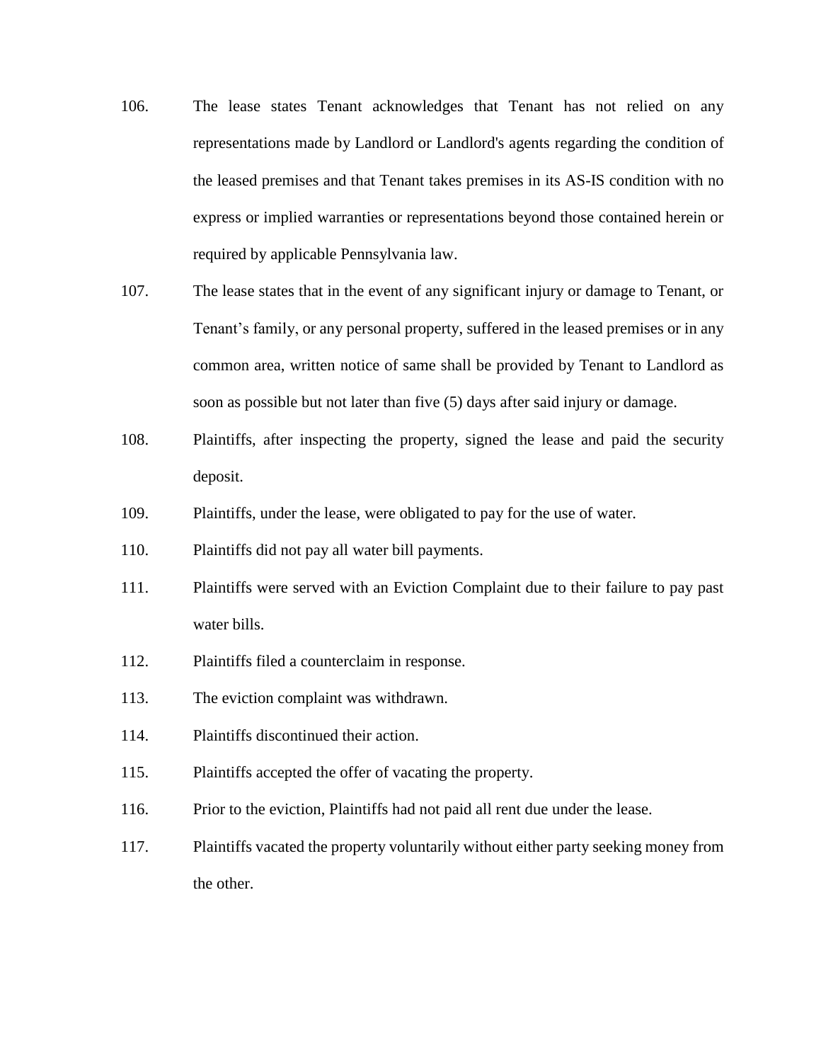106. The lease states Tenant acknowledges that Tenant has not relied on any representations made by Landlord or Landlord's agents regarding the condition of the leased premises and that Tenant takes premises in its AS-IS condition with no express or implied warranties or representations beyond those contained herein or required by applicable Pennsylvania law.

107. The lease states that in the event of any significant injury or damage to Tenant, or Tenant's family, or any personal property, suffered in the leased premises or in any common area, written notice of same shall be provided by Tenant to Landlord as soon as possible but not later than five (5) days after said injury or damage.

108. Plaintiffs, after inspecting the property, signed the lease and paid the security deposit.

109. Plaintiffs, under the lease, were obligated to pay for the use of water.

110. Plaintiffs did not pay all water bill payments.

111. Plaintiffs were served with an Eviction Complaint due to their failure to pay past water bills.

112. Plaintiffs filed a counterclaim in response.

113. The eviction complaint was withdrawn.

114. Plaintiffs discontinued their action.

115. Plaintiffs accepted the offer of vacating the property.

116. Prior to the eviction, Plaintiffs had not paid all rent due under the lease.

117. Plaintiffs vacated the property voluntarily without either party seeking money from the other.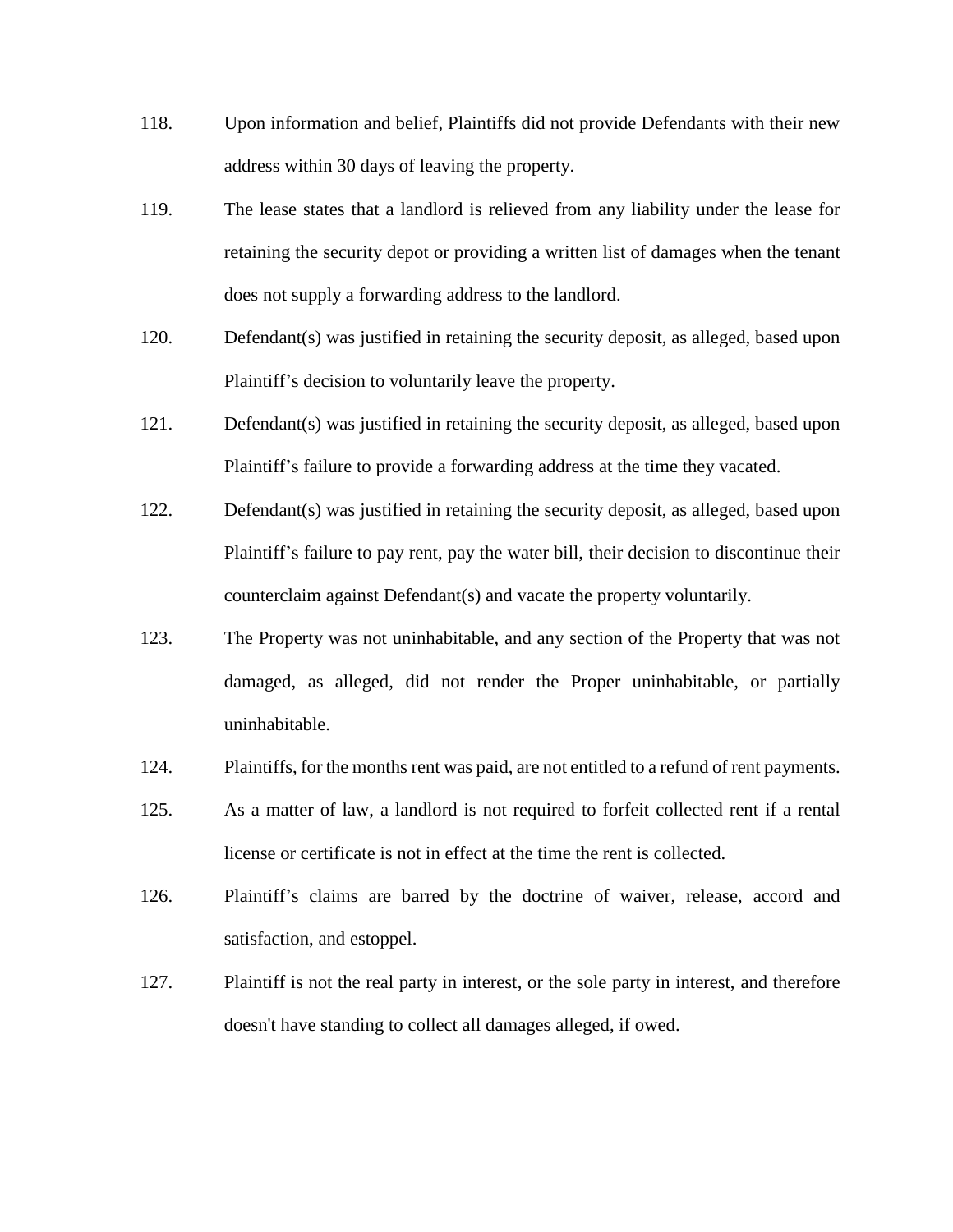118. Upon information and belief, Plaintiffs did not provide Defendants with their new address within 30 days of leaving the property.

119. The lease states that a landlord is relieved from any liability under the lease for retaining the security depot or providing a written list of damages when the tenant does not supply a forwarding address to the landlord.

120. Defendant(s) was justified in retaining the security deposit, as alleged, based upon Plaintiff's decision to voluntarily leave the property.

121. Defendant(s) was justified in retaining the security deposit, as alleged, based upon Plaintiff's failure to provide a forwarding address at the time they vacated.

122. Defendant(s) was justified in retaining the security deposit, as alleged, based upon Plaintiff's failure to pay rent, pay the water bill, their decision to discontinue their counterclaim against Defendant(s) and vacate the property voluntarily.

123. The Property was not uninhabitable, and any section of the Property that was not damaged, as alleged, did not render the Proper uninhabitable, or partially uninhabitable.

124. Plaintiffs, for the months rent was paid, are not entitled to a refund of rent payments.

125. As a matter of law, a landlord is not required to forfeit collected rent if a rental license or certificate is not in effect at the time the rent is collected.

126. Plaintiff's claims are barred by the doctrine of waiver, release, accord and satisfaction, and estoppel.

127. Plaintiff is not the real party in interest, or the sole party in interest, and therefore doesn't have standing to collect all damages alleged, if owed.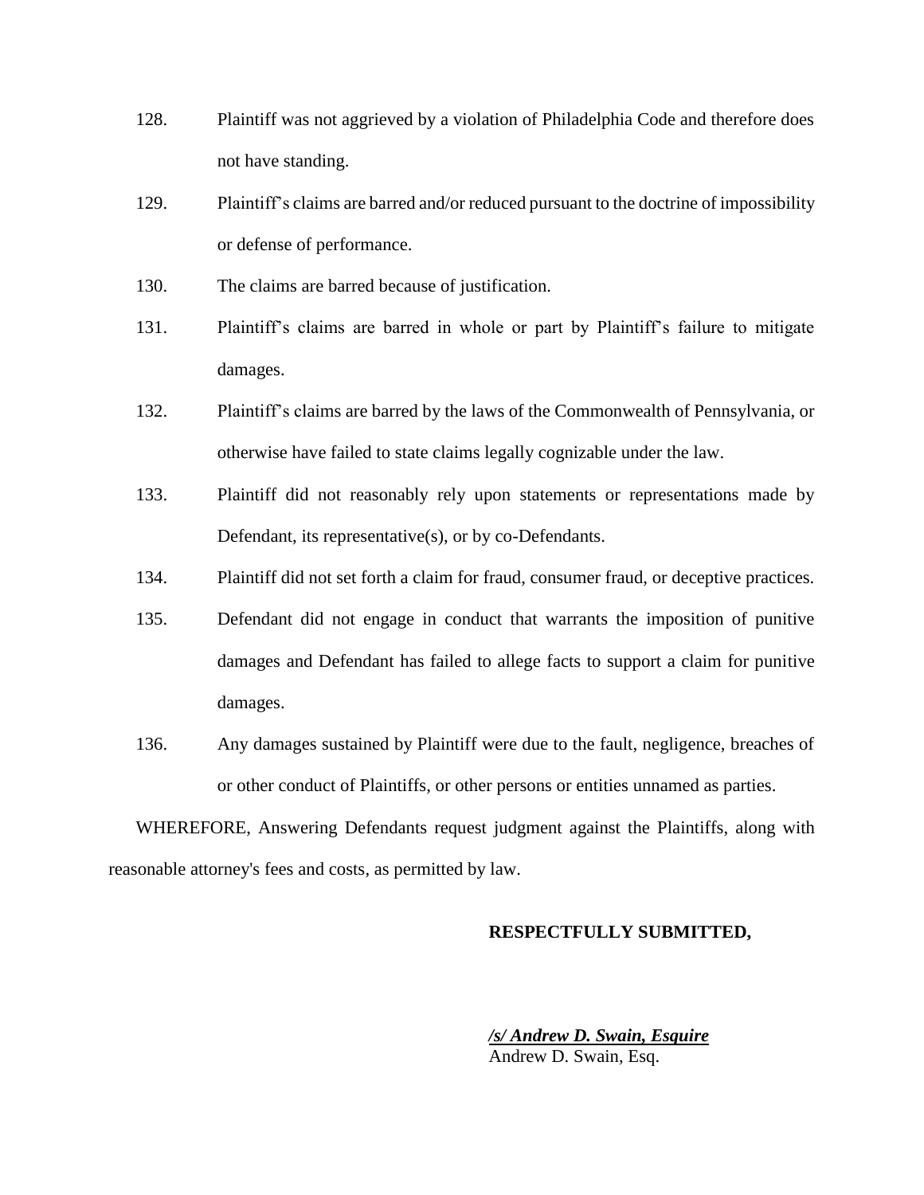128. Plaintiff was not aggrieved by a violation of Philadelphia Code and therefore does not have standing.

129. Plaintiff's claims are barred and/or reduced pursuant to the doctrine of impossibility or defense of performance.

130. The claims are barred because of justification.

131. Plaintiff's claims are barred in whole or part by Plaintiff's failure to mitigate damages.

132. Plaintiff's claims are barred by the laws of the Commonwealth of Pennsylvania, or otherwise have failed to state claims legally cognizable under the law.

133. Plaintiff did not reasonably rely upon statements or representations made by Defendant, its representative(s), or by co-Defendants.

134. Plaintiff did not set forth a claim for fraud, consumer fraud, or deceptive practices.

135. Defendant did not engage in conduct that warrants the imposition of punitive damages and Defendant has failed to allege facts to support a claim for punitive damages.

136. Any damages sustained by Plaintiff were due to the fault, negligence, breaches of or other conduct of Plaintiffs, or other persons or entities unnamed as parties.

WHEREFORE, Answering Defendants request judgment against the Plaintiffs, along with reasonable attorney's fees and costs, as permitted by law.

**RESPECTFULLY SUBMITTED,**

***/s/ Andrew D. Swain, Esquire***
Andrew D. Swain, Esq.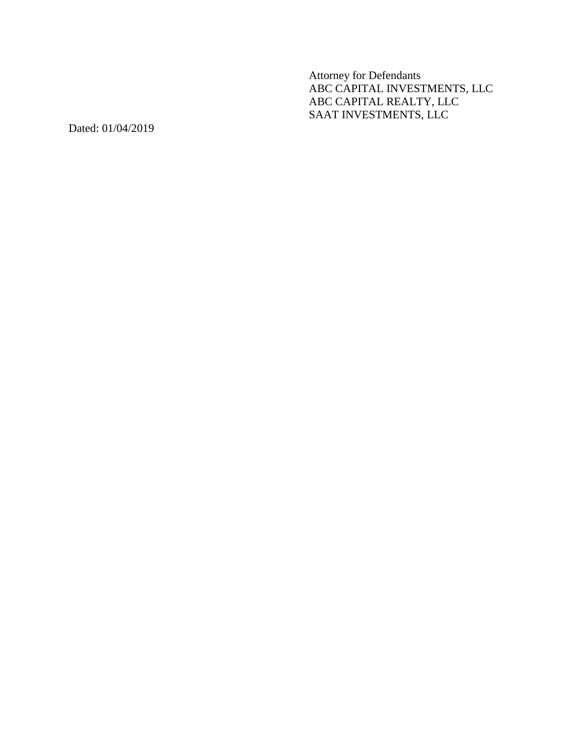Attorney for Defendants
ABC CAPITAL INVESTMENTS, LLC
ABC CAPITAL REALTY, LLC
SAAT INVESTMENTS, LLC

Dated: 01/04/2019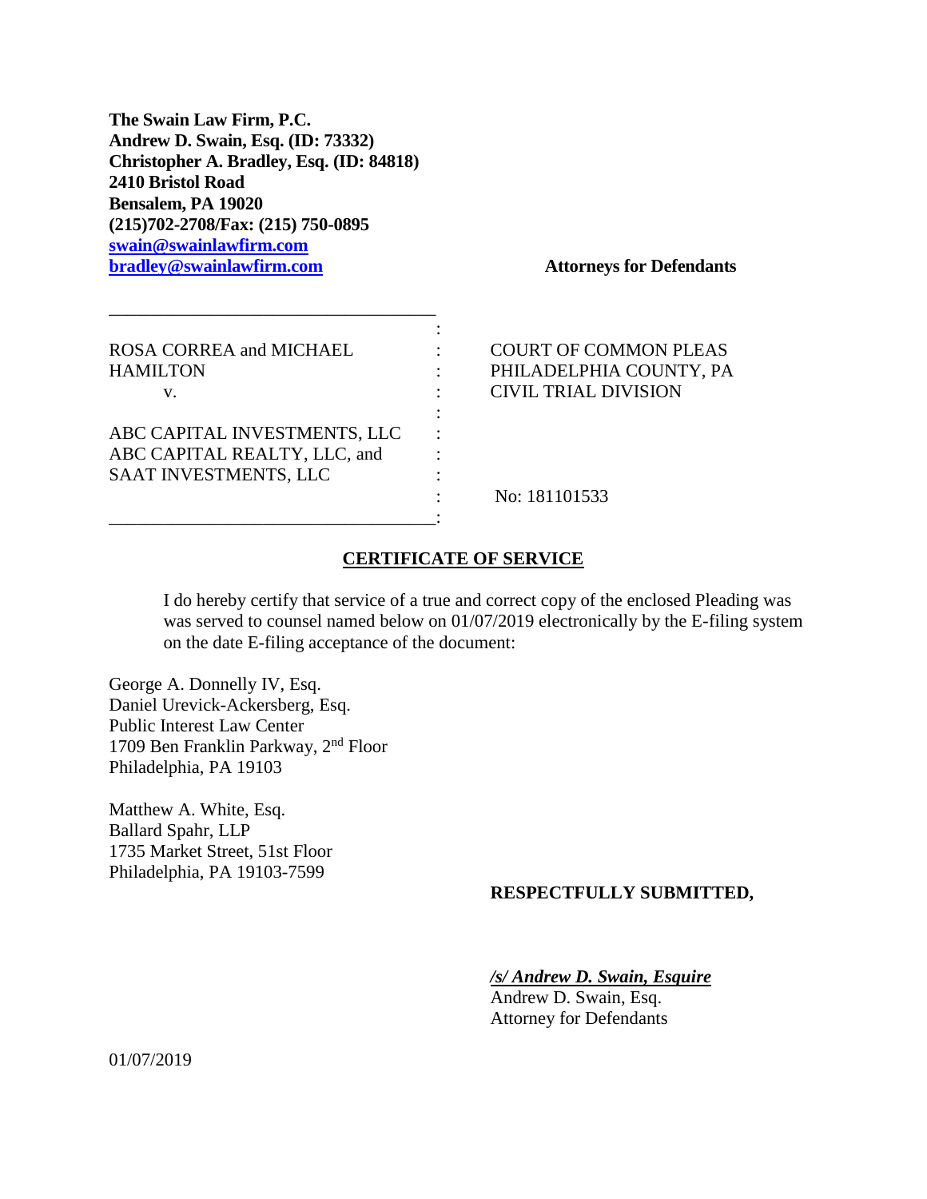**The Swain Law Firm, P.C.**
**Andrew D. Swain, Esq. (ID: 73332)**
**Christopher A. Bradley, Esq. (ID: 84818)**
**2410 Bristol Road**
**Bensalem, PA 19020**
**(215)702-2708/Fax: (215) 750-0895**
**swain@swainlawfirm.com**
**bradley@swainlawfirm.com**

**Attorneys for Defendants**

| | |
|---|---|
| ROSA CORREA and MICHAEL HAMILTON<br>v.<br><br>ABC CAPITAL INVESTMENTS, LLC<br>ABC CAPITAL REALTY, LLC, and<br>SAAT INVESTMENTS, LLC | COURT OF COMMON PLEAS<br>PHILADELPHIA COUNTY, PA<br>CIVIL TRIAL DIVISION<br><br><br><br>No: 181101533 |

## CERTIFICATE OF SERVICE

I do hereby certify that service of a true and correct copy of the enclosed Pleading was was served to counsel named below on 01/07/2019 electronically by the E-filing system on the date E-filing acceptance of the document:

George A. Donnelly IV, Esq.
Daniel Urevick-Ackersberg, Esq.
Public Interest Law Center
1709 Ben Franklin Parkway, 2nd Floor
Philadelphia, PA 19103

Matthew A. White, Esq.
Ballard Spahr, LLP
1735 Market Street, 51st Floor
Philadelphia, PA 19103-7599

**RESPECTFULLY SUBMITTED,**

***/s/ Andrew D. Swain, Esquire***
Andrew D. Swain, Esq.
Attorney for Defendants

01/07/2019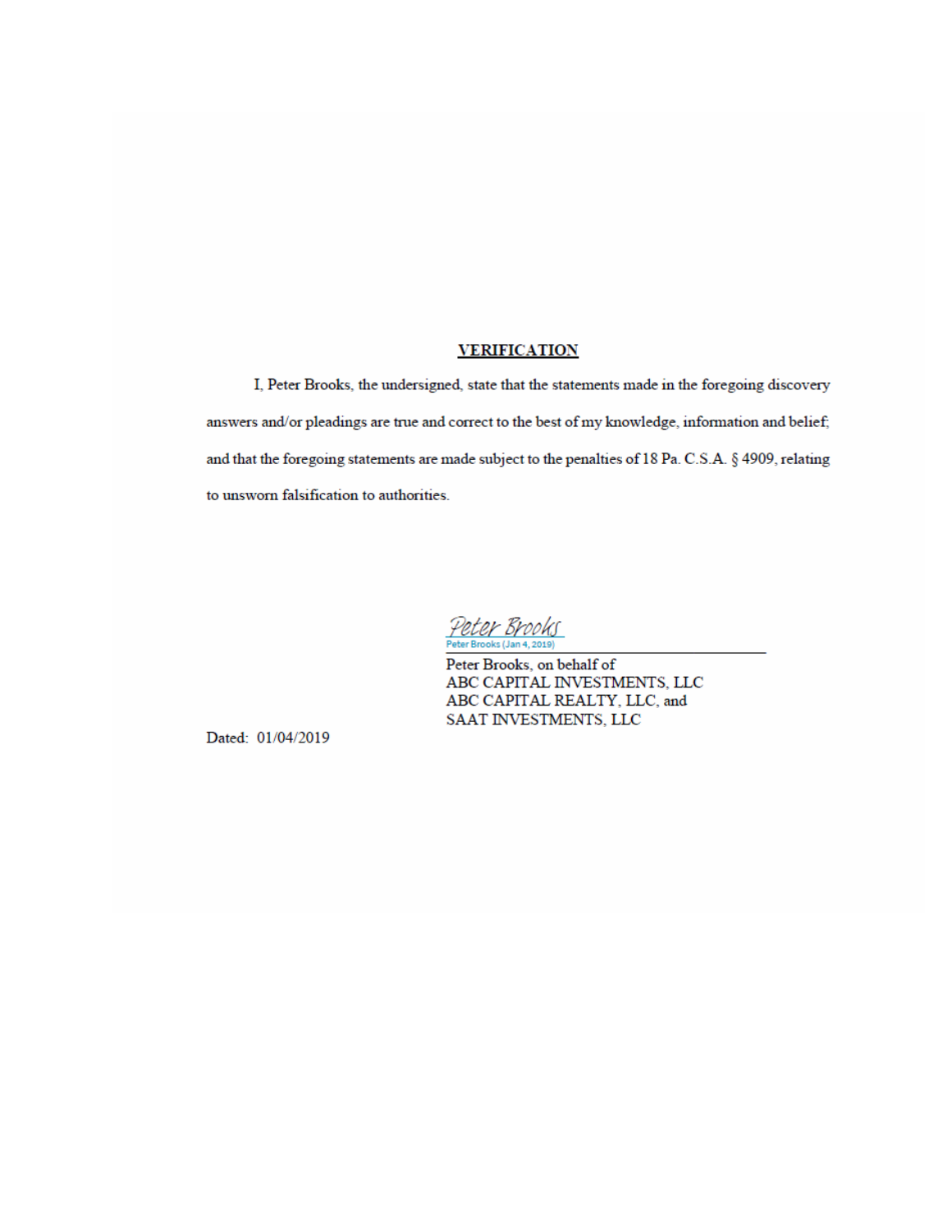## VERIFICATION

I, Peter Brooks, the undersigned, state that the statements made in the foregoing discovery answers and/or pleadings are true and correct to the best of my knowledge, information and belief; and that the foregoing statements are made subject to the penalties of 18 Pa. C.S.A. § 4909, relating to unsworn falsification to authorities.

Peter Brooks
Peter Brooks (Jan 4, 2019)

Peter Brooks, on behalf of
ABC CAPITAL INVESTMENTS, LLC
ABC CAPITAL REALTY, LLC, and
SAAT INVESTMENTS, LLC

Dated: 01/04/2019